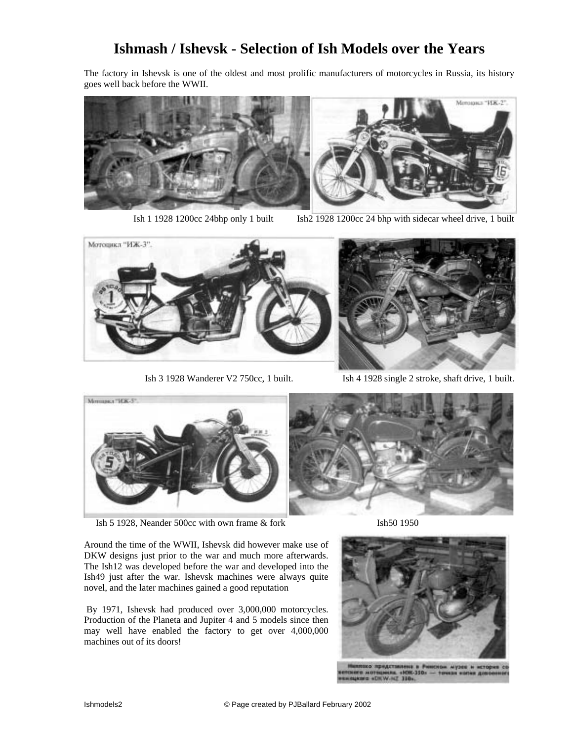# Ishmash / Ishevsk - Selection of Ish Models over the Years

The factory in Ishevsk is one of the oldest and most prolific manufacturers of motorcycles in Russia, its history goes well back before the WWII.

Ish 1 1928 1200cc 24bhp only 1 built

Ish2 1928 1200cc 24 bhp with sidecar wheel drive, 1 built

Ish 3 1928 Wanderer V2 750cc, 1 built.

Ish 4 1928 single 2 stroke, shaft drive, 1 built.

Ish 5 1928, Neander 500cc with own frame & fork

Ish50 1950

Around the time of the WWII, Ishevsk did however make use of DKW designs just prior to the war and much more afterwards. The Ish12 was developed before the war and developed into the Ish49 just after the war. Ishevsk machines were always quite novel, and the later machines gained a good reputation

By 1971, Ishevsk had produced over 3,000,000 motorcycles. Production of the Planeta and Jupiter 4 and 5 models since then may well have enabled the factory to get over 4,000,000 machines out of its doors!

Ishmodels2 © Page created by PJBallard February 2002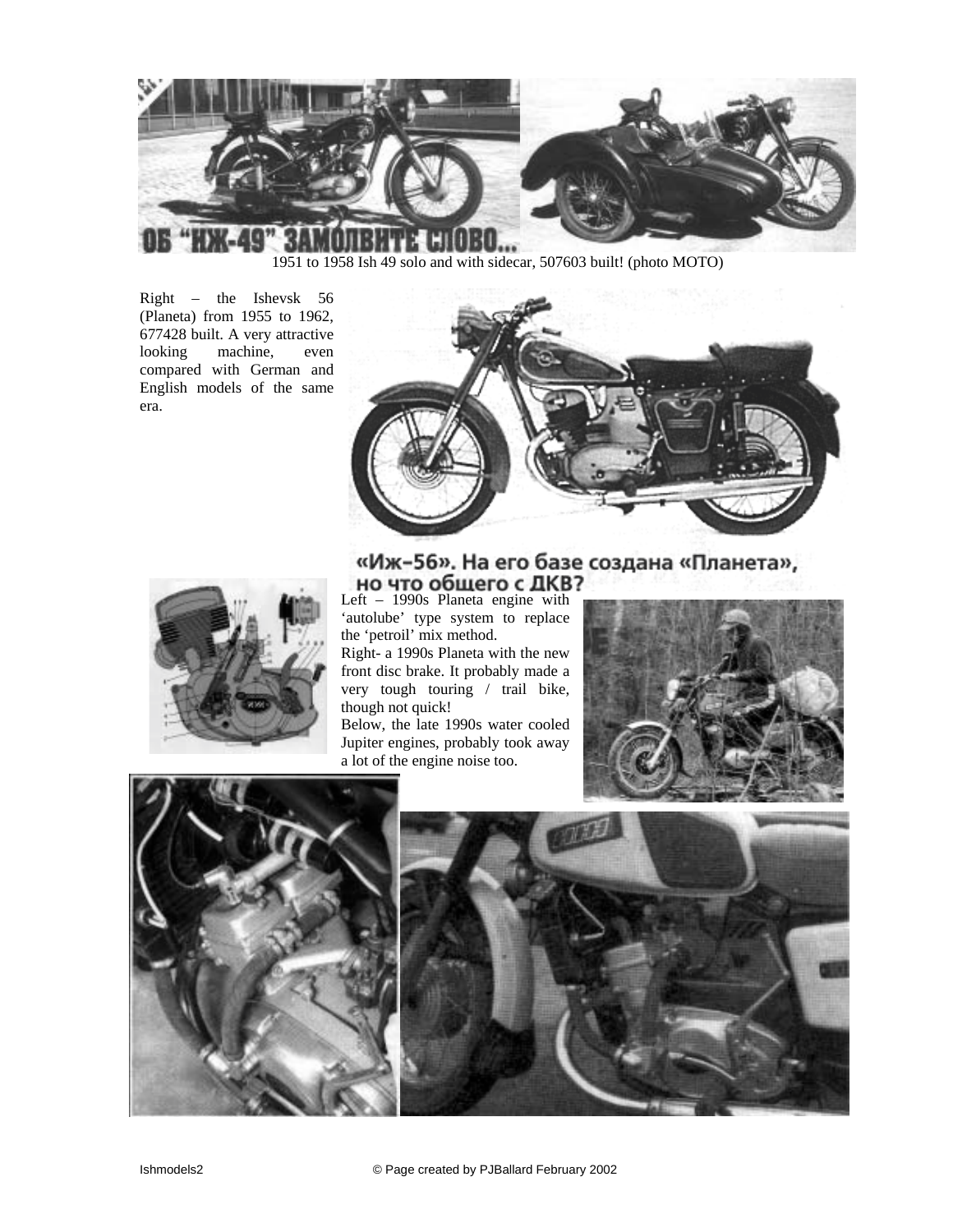1951 to 1958 Ish 49 solo and with sidecar, 507603 built! (photo MOTO)

Right – the Ishevsk 56 (Planeta) from 1955 to 1962, 677428 built. A very attractive looking machine, even compared with German and English models of the same era.

Left – 1990s Planeta engine with 'autolube' type system to replace the 'petroil' mix method.

Right- a 1990s Planeta with the new front disc brake. It probably made a very tough touring / trail bike, though not quick!

Below, the late 1990s water cooled Jupiter engines, probably took away a lot of the engine noise too.